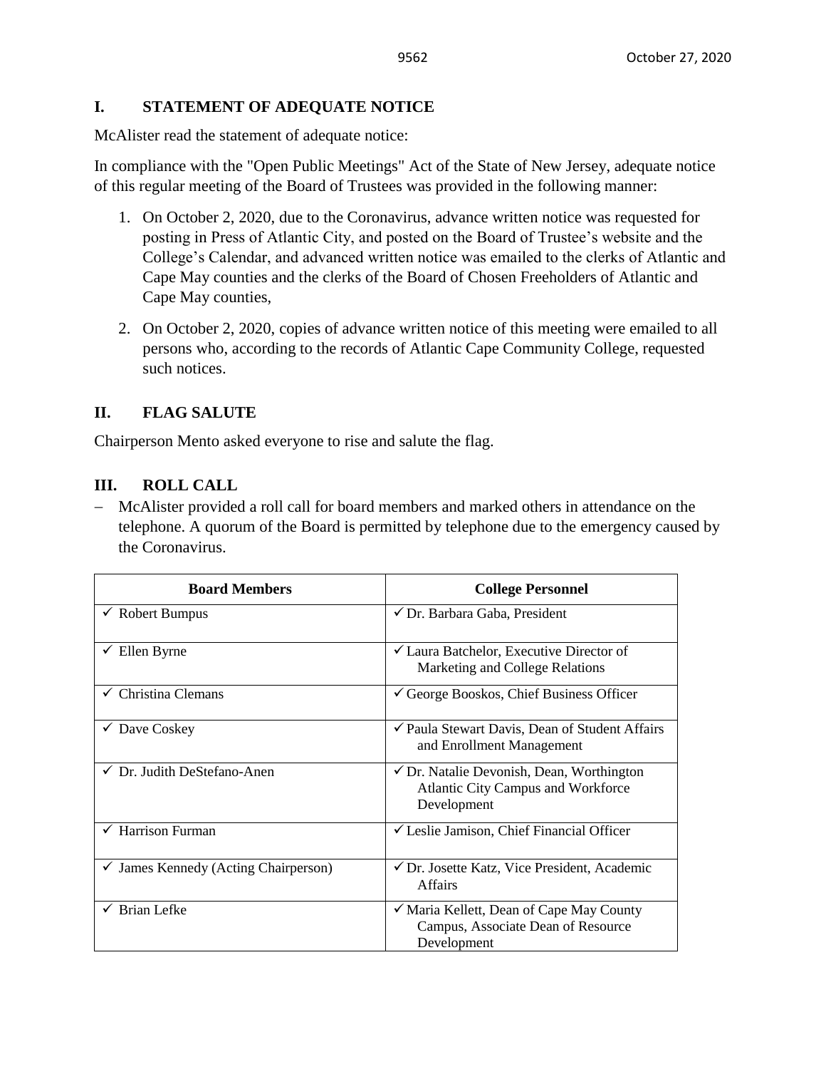## I. STATEMENT OF ADEQUATE NOTICE

McAlister read the statement of adequate notice:

In compliance with the "Open Public Meetings" Act of the State of New Jersey, adequate notice of this regular meeting of the Board of Trustees was provided in the following manner:

1. On October 2, 2020, due to the Coronavirus, advance written notice was requested for posting in Press of Atlantic City, and posted on the Board of Trustee's website and the College's Calendar, and advanced written notice was emailed to the clerks of Atlantic and Cape May counties and the clerks of the Board of Chosen Freeholders of Atlantic and Cape May counties,
2. On October 2, 2020, copies of advance written notice of this meeting were emailed to all persons who, according to the records of Atlantic Cape Community College, requested such notices.

## II. FLAG SALUTE

Chairperson Mento asked everyone to rise and salute the flag.

## III. ROLL CALL

- McAlister provided a roll call for board members and marked others in attendance on the telephone. A quorum of the Board is permitted by telephone due to the emergency caused by the Coronavirus.

| Board Members | College Personnel |
|---|---|
| ✓ Robert Bumpus | ✓ Dr. Barbara Gaba, President |
| ✓ Ellen Byrne | ✓ Laura Batchelor, Executive Director of Marketing and College Relations |
| ✓ Christina Clemans | ✓ George Booskos, Chief Business Officer |
| ✓ Dave Coskey | ✓ Paula Stewart Davis, Dean of Student Affairs and Enrollment Management |
| ✓ Dr. Judith DeStefano-Anen | ✓ Dr. Natalie Devonish, Dean, Worthington Atlantic City Campus and Workforce Development |
| ✓ Harrison Furman | ✓ Leslie Jamison, Chief Financial Officer |
| ✓ James Kennedy (Acting Chairperson) | ✓ Dr. Josette Katz, Vice President, Academic Affairs |
| ✓ Brian Lefke | ✓ Maria Kellett, Dean of Cape May County Campus, Associate Dean of Resource Development |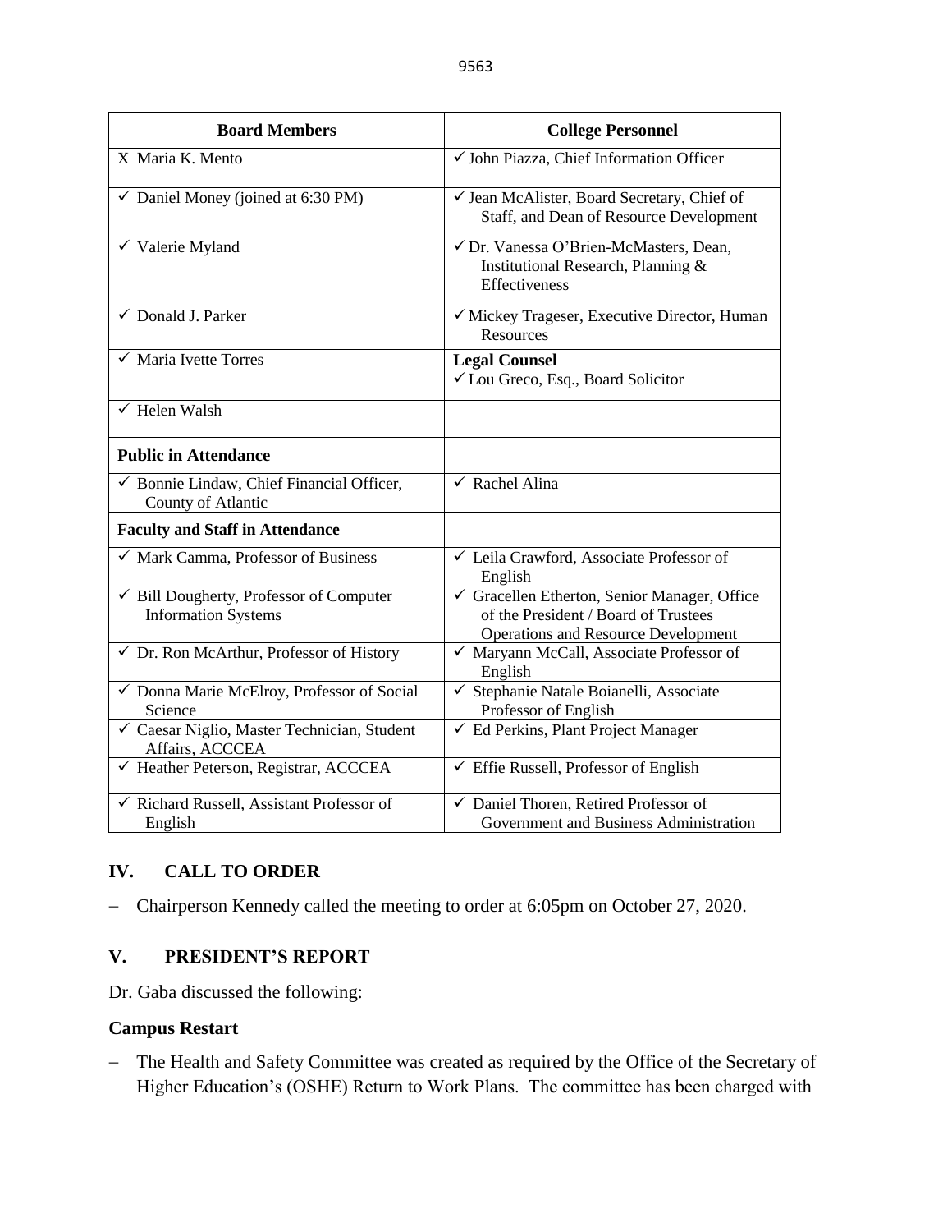| Board Members | College Personnel |
|---|---|
| X Maria K. Mento | ✓ John Piazza, Chief Information Officer |
| ✓ Daniel Money (joined at 6:30 PM) | ✓ Jean McAlister, Board Secretary, Chief of Staff, and Dean of Resource Development |
| ✓ Valerie Myland | ✓ Dr. Vanessa O'Brien-McMasters, Dean, Institutional Research, Planning & Effectiveness |
| ✓ Donald J. Parker | ✓ Mickey Trageser, Executive Director, Human Resources |
| ✓ Maria Ivette Torres | **Legal Counsel** ✓ Lou Greco, Esq., Board Solicitor |
| ✓ Helen Walsh | |
| **Public in Attendance** | |
| ✓ Bonnie Lindaw, Chief Financial Officer, County of Atlantic | ✓ Rachel Alina |
| **Faculty and Staff in Attendance** | |
| ✓ Mark Camma, Professor of Business | ✓ Leila Crawford, Associate Professor of English |
| ✓ Bill Dougherty, Professor of Computer Information Systems | ✓ Gracellen Etherton, Senior Manager, Office of the President / Board of Trustees Operations and Resource Development |
| ✓ Dr. Ron McArthur, Professor of History | ✓ Maryann McCall, Associate Professor of English |
| ✓ Donna Marie McElroy, Professor of Social Science | ✓ Stephanie Natale Boianelli, Associate Professor of English |
| ✓ Caesar Niglio, Master Technician, Student Affairs, ACCCEA | ✓ Ed Perkins, Plant Project Manager |
| ✓ Heather Peterson, Registrar, ACCCEA | ✓ Effie Russell, Professor of English |
| ✓ Richard Russell, Assistant Professor of English | ✓ Daniel Thoren, Retired Professor of Government and Business Administration |

## IV. CALL TO ORDER

- Chairperson Kennedy called the meeting to order at 6:05pm on October 27, 2020.

## V. PRESIDENT'S REPORT

Dr. Gaba discussed the following:

**Campus Restart**

- The Health and Safety Committee was created as required by the Office of the Secretary of Higher Education's (OSHE) Return to Work Plans. The committee has been charged with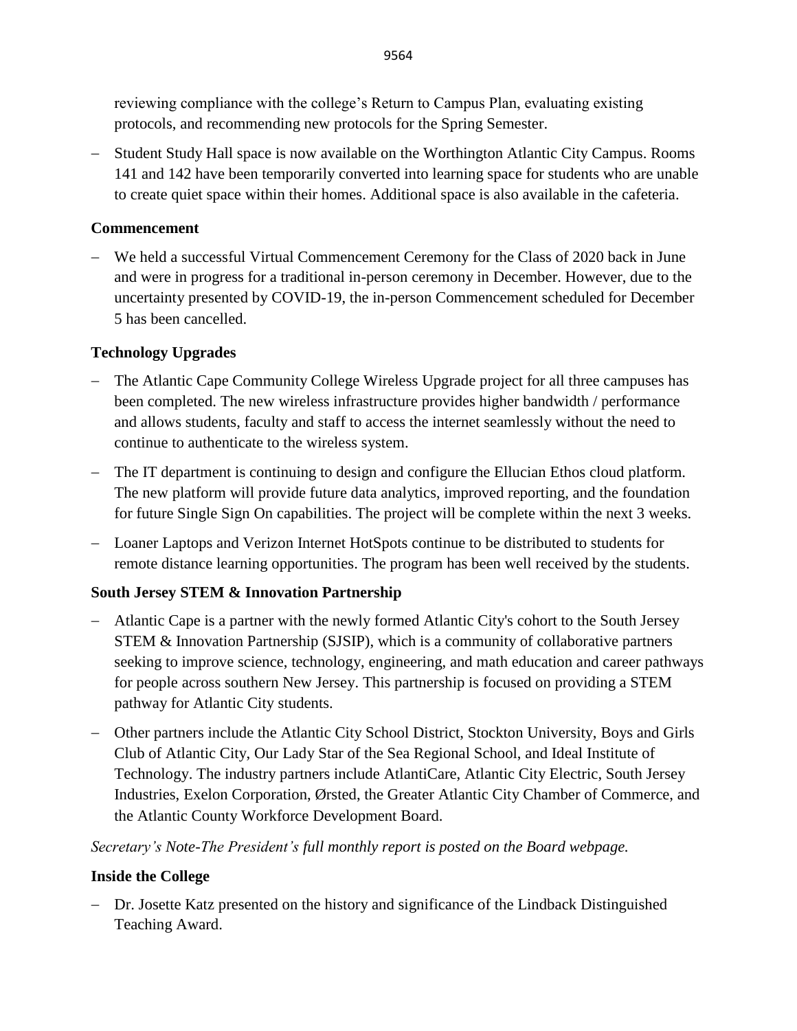reviewing compliance with the college's Return to Campus Plan, evaluating existing protocols, and recommending new protocols for the Spring Semester.

- Student Study Hall space is now available on the Worthington Atlantic City Campus. Rooms 141 and 142 have been temporarily converted into learning space for students who are unable to create quiet space within their homes. Additional space is also available in the cafeteria.

**Commencement**

- We held a successful Virtual Commencement Ceremony for the Class of 2020 back in June and were in progress for a traditional in-person ceremony in December. However, due to the uncertainty presented by COVID-19, the in-person Commencement scheduled for December 5 has been cancelled.

**Technology Upgrades**

- The Atlantic Cape Community College Wireless Upgrade project for all three campuses has been completed. The new wireless infrastructure provides higher bandwidth / performance and allows students, faculty and staff to access the internet seamlessly without the need to continue to authenticate to the wireless system.
- The IT department is continuing to design and configure the Ellucian Ethos cloud platform. The new platform will provide future data analytics, improved reporting, and the foundation for future Single Sign On capabilities. The project will be complete within the next 3 weeks.
- Loaner Laptops and Verizon Internet HotSpots continue to be distributed to students for remote distance learning opportunities. The program has been well received by the students.

**South Jersey STEM & Innovation Partnership**

- Atlantic Cape is a partner with the newly formed Atlantic City's cohort to the South Jersey STEM & Innovation Partnership (SJSIP), which is a community of collaborative partners seeking to improve science, technology, engineering, and math education and career pathways for people across southern New Jersey. This partnership is focused on providing a STEM pathway for Atlantic City students.
- Other partners include the Atlantic City School District, Stockton University, Boys and Girls Club of Atlantic City, Our Lady Star of the Sea Regional School, and Ideal Institute of Technology. The industry partners include AtlantiCare, Atlantic City Electric, South Jersey Industries, Exelon Corporation, Ørsted, the Greater Atlantic City Chamber of Commerce, and the Atlantic County Workforce Development Board.

*Secretary's Note-The President's full monthly report is posted on the Board webpage.*

**Inside the College**

- Dr. Josette Katz presented on the history and significance of the Lindback Distinguished Teaching Award.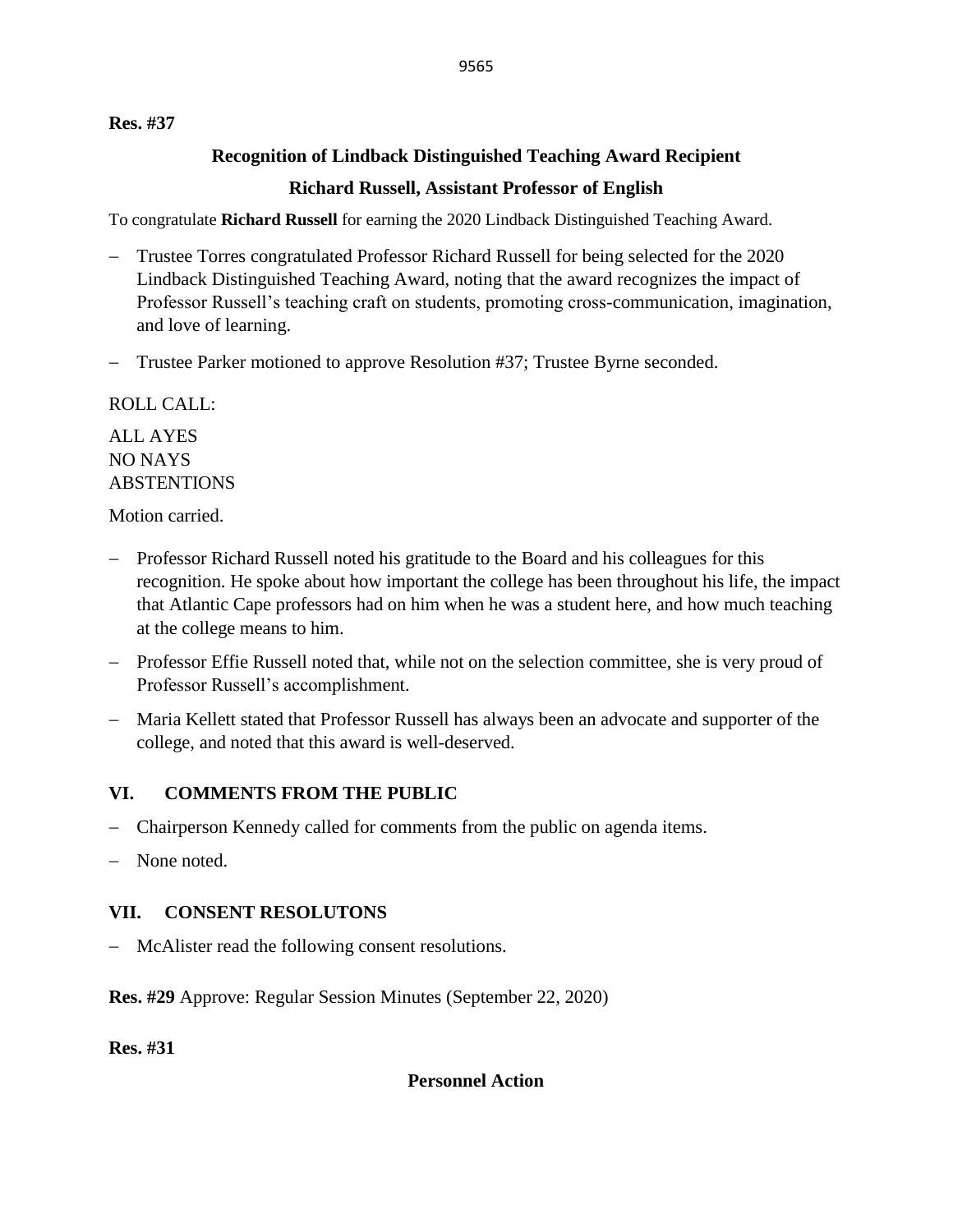**Res. #37**

**Recognition of Lindback Distinguished Teaching Award Recipient**

**Richard Russell, Assistant Professor of English**

To congratulate **Richard Russell** for earning the 2020 Lindback Distinguished Teaching Award.

- Trustee Torres congratulated Professor Richard Russell for being selected for the 2020 Lindback Distinguished Teaching Award, noting that the award recognizes the impact of Professor Russell's teaching craft on students, promoting cross-communication, imagination, and love of learning.
- Trustee Parker motioned to approve Resolution #37; Trustee Byrne seconded.

ROLL CALL:

ALL AYES
NO NAYS
ABSTENTIONS

Motion carried.

- Professor Richard Russell noted his gratitude to the Board and his colleagues for this recognition. He spoke about how important the college has been throughout his life, the impact that Atlantic Cape professors had on him when he was a student here, and how much teaching at the college means to him.
- Professor Effie Russell noted that, while not on the selection committee, she is very proud of Professor Russell's accomplishment.
- Maria Kellett stated that Professor Russell has always been an advocate and supporter of the college, and noted that this award is well-deserved.

## VI. COMMENTS FROM THE PUBLIC

- Chairperson Kennedy called for comments from the public on agenda items.
- None noted.

## VII. CONSENT RESOLUTONS

- McAlister read the following consent resolutions.

**Res. #29** Approve: Regular Session Minutes (September 22, 2020)

**Res. #31**

**Personnel Action**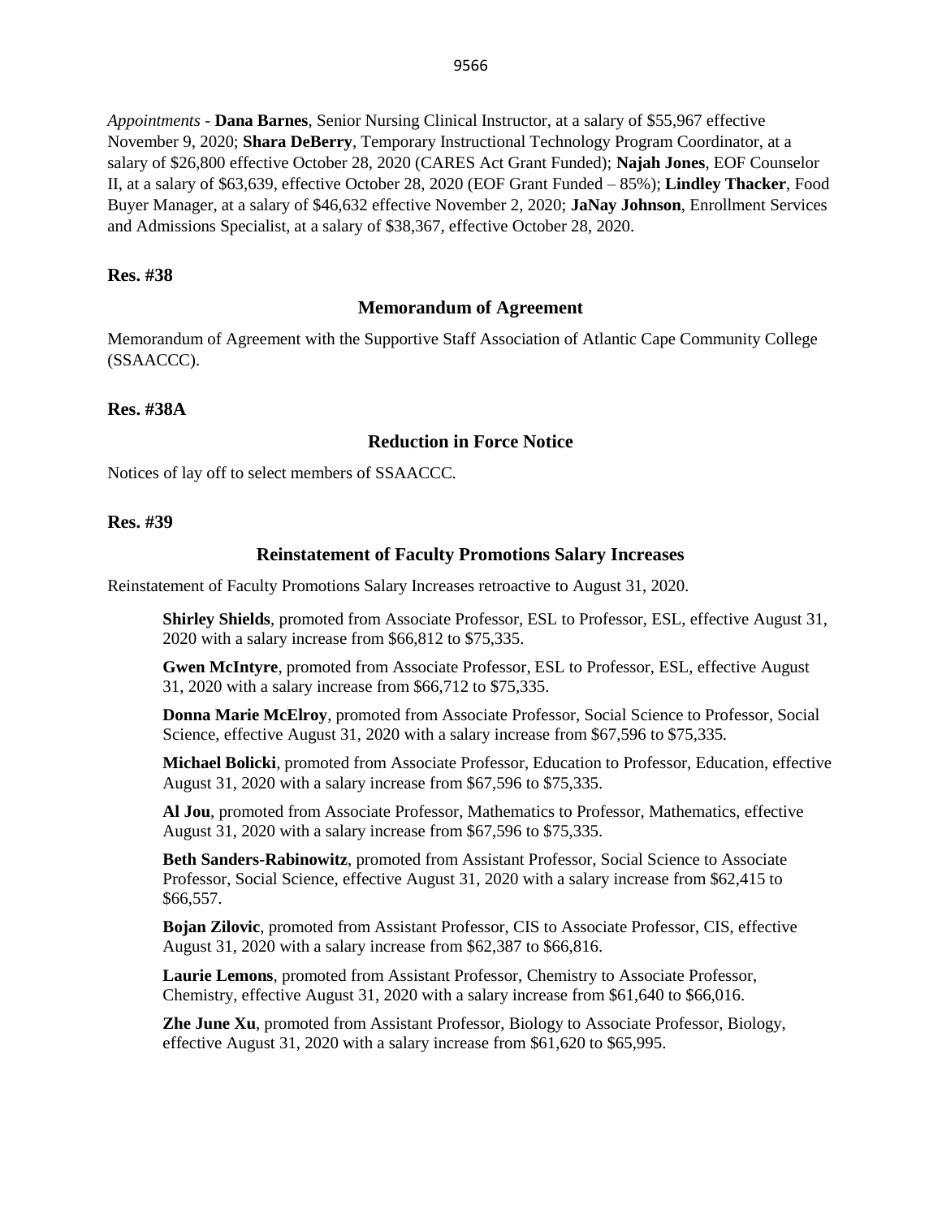*Appointments* - **Dana Barnes**, Senior Nursing Clinical Instructor, at a salary of $55,967 effective November 9, 2020; **Shara DeBerry**, Temporary Instructional Technology Program Coordinator, at a salary of $26,800 effective October 28, 2020 (CARES Act Grant Funded); **Najah Jones**, EOF Counselor II, at a salary of $63,639, effective October 28, 2020 (EOF Grant Funded – 85%); **Lindley Thacker**, Food Buyer Manager, at a salary of $46,632 effective November 2, 2020; **JaNay Johnson**, Enrollment Services and Admissions Specialist, at a salary of $38,367, effective October 28, 2020.

**Res. #38**

### Memorandum of Agreement

Memorandum of Agreement with the Supportive Staff Association of Atlantic Cape Community College (SSAACCC).

**Res. #38A**

### Reduction in Force Notice

Notices of lay off to select members of SSAACCC.

**Res. #39**

### Reinstatement of Faculty Promotions Salary Increases

Reinstatement of Faculty Promotions Salary Increases retroactive to August 31, 2020.

**Shirley Shields**, promoted from Associate Professor, ESL to Professor, ESL, effective August 31, 2020 with a salary increase from $66,812 to $75,335.

**Gwen McIntyre**, promoted from Associate Professor, ESL to Professor, ESL, effective August 31, 2020 with a salary increase from $66,712 to $75,335.

**Donna Marie McElroy**, promoted from Associate Professor, Social Science to Professor, Social Science, effective August 31, 2020 with a salary increase from $67,596 to $75,335.

**Michael Bolicki**, promoted from Associate Professor, Education to Professor, Education, effective August 31, 2020 with a salary increase from $67,596 to $75,335.

**Al Jou**, promoted from Associate Professor, Mathematics to Professor, Mathematics, effective August 31, 2020 with a salary increase from $67,596 to $75,335.

**Beth Sanders-Rabinowitz**, promoted from Assistant Professor, Social Science to Associate Professor, Social Science, effective August 31, 2020 with a salary increase from $62,415 to $66,557.

**Bojan Zilovic**, promoted from Assistant Professor, CIS to Associate Professor, CIS, effective August 31, 2020 with a salary increase from $62,387 to $66,816.

**Laurie Lemons**, promoted from Assistant Professor, Chemistry to Associate Professor, Chemistry, effective August 31, 2020 with a salary increase from $61,640 to $66,016.

**Zhe June Xu**, promoted from Assistant Professor, Biology to Associate Professor, Biology, effective August 31, 2020 with a salary increase from $61,620 to $65,995.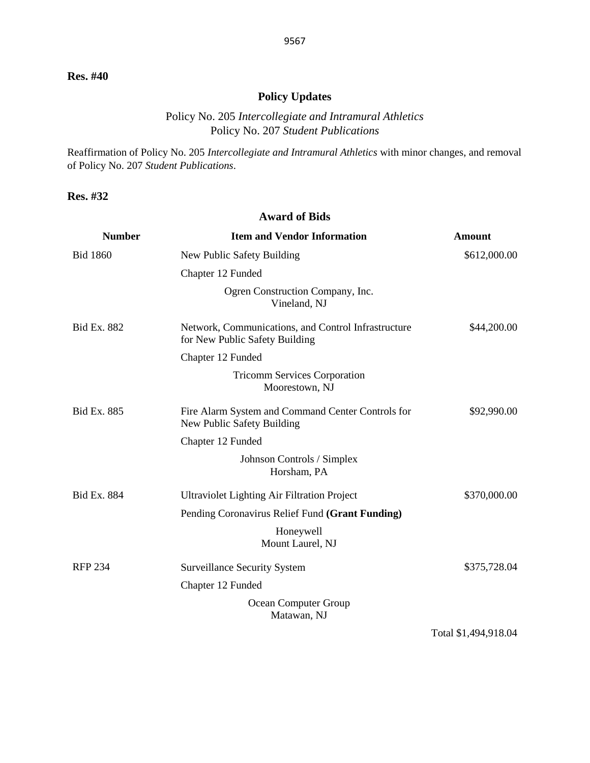**Res. #40**

## Policy Updates

Policy No. 205 *Intercollegiate and Intramural Athletics*
Policy No. 207 *Student Publications*

Reaffirmation of Policy No. 205 *Intercollegiate and Intramural Athletics* with minor changes, and removal of Policy No. 207 *Student Publications*.

**Res. #32**

## Award of Bids

| Number | Item and Vendor Information | Amount |
|---|---|---|
| Bid 1860 | New Public Safety Building<br>Chapter 12 Funded<br>Ogren Construction Company, Inc.<br>Vineland, NJ | $612,000.00 |
| Bid Ex. 882 | Network, Communications, and Control Infrastructure for New Public Safety Building<br>Chapter 12 Funded<br>Tricomm Services Corporation<br>Moorestown, NJ | $44,200.00 |
| Bid Ex. 885 | Fire Alarm System and Command Center Controls for New Public Safety Building<br>Chapter 12 Funded<br>Johnson Controls / Simplex<br>Horsham, PA | $92,990.00 |
| Bid Ex. 884 | Ultraviolet Lighting Air Filtration Project<br>Pending Coronavirus Relief Fund **(Grant Funding)**<br>Honeywell<br>Mount Laurel, NJ | $370,000.00 |
| RFP 234 | Surveillance Security System<br>Chapter 12 Funded<br>Ocean Computer Group<br>Matawan, NJ | $375,728.04 |
| | | Total $1,494,918.04 |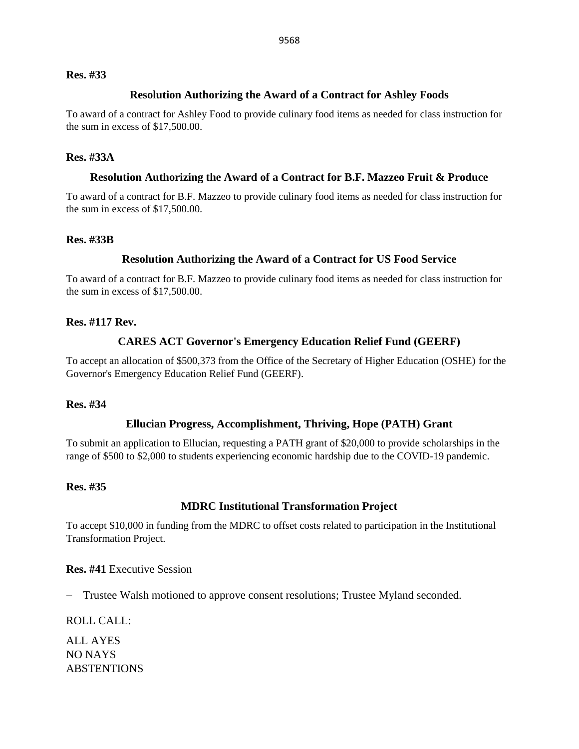**Res. #33**

**Resolution Authorizing the Award of a Contract for Ashley Foods**

To award of a contract for Ashley Food to provide culinary food items as needed for class instruction for the sum in excess of $17,500.00.

**Res. #33A**

**Resolution Authorizing the Award of a Contract for B.F. Mazzeo Fruit & Produce**

To award of a contract for B.F. Mazzeo to provide culinary food items as needed for class instruction for the sum in excess of $17,500.00.

**Res. #33B**

**Resolution Authorizing the Award of a Contract for US Food Service**

To award of a contract for B.F. Mazzeo to provide culinary food items as needed for class instruction for the sum in excess of $17,500.00.

**Res. #117 Rev.**

**CARES ACT Governor's Emergency Education Relief Fund (GEERF)**

To accept an allocation of $500,373 from the Office of the Secretary of Higher Education (OSHE) for the Governor's Emergency Education Relief Fund (GEERF).

**Res. #34**

**Ellucian Progress, Accomplishment, Thriving, Hope (PATH) Grant**

To submit an application to Ellucian, requesting a PATH grant of $20,000 to provide scholarships in the range of $500 to $2,000 to students experiencing economic hardship due to the COVID-19 pandemic.

**Res. #35**

**MDRC Institutional Transformation Project**

To accept $10,000 in funding from the MDRC to offset costs related to participation in the Institutional Transformation Project.

**Res. #41** Executive Session

- Trustee Walsh motioned to approve consent resolutions; Trustee Myland seconded.

ROLL CALL:

ALL AYES
NO NAYS
ABSTENTIONS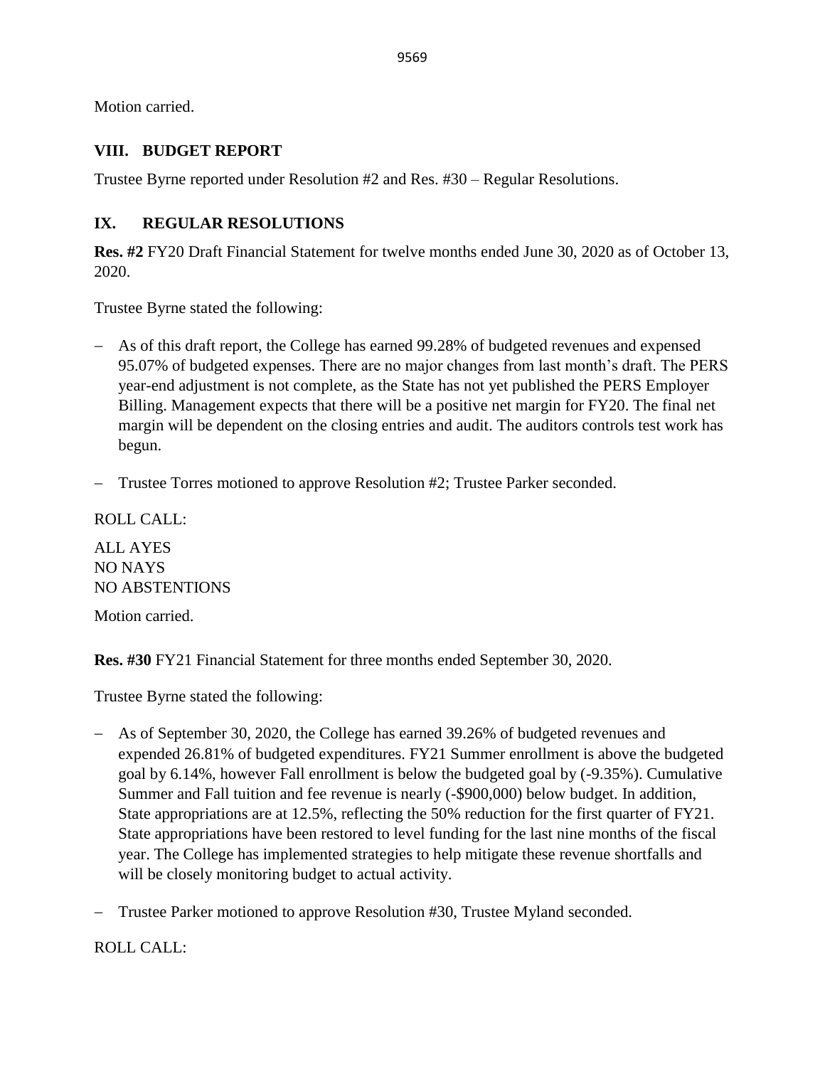Motion carried.

## VIII. BUDGET REPORT

Trustee Byrne reported under Resolution #2 and Res. #30 – Regular Resolutions.

## IX. REGULAR RESOLUTIONS

**Res. #2** FY20 Draft Financial Statement for twelve months ended June 30, 2020 as of October 13, 2020.

Trustee Byrne stated the following:

- As of this draft report, the College has earned 99.28% of budgeted revenues and expensed 95.07% of budgeted expenses. There are no major changes from last month's draft. The PERS year-end adjustment is not complete, as the State has not yet published the PERS Employer Billing. Management expects that there will be a positive net margin for FY20. The final net margin will be dependent on the closing entries and audit. The auditors controls test work has begun.
- Trustee Torres motioned to approve Resolution #2; Trustee Parker seconded.

ROLL CALL:

ALL AYES
NO NAYS
NO ABSTENTIONS

Motion carried.

**Res. #30** FY21 Financial Statement for three months ended September 30, 2020.

Trustee Byrne stated the following:

- As of September 30, 2020, the College has earned 39.26% of budgeted revenues and expended 26.81% of budgeted expenditures. FY21 Summer enrollment is above the budgeted goal by 6.14%, however Fall enrollment is below the budgeted goal by (-9.35%). Cumulative Summer and Fall tuition and fee revenue is nearly (-$900,000) below budget. In addition, State appropriations are at 12.5%, reflecting the 50% reduction for the first quarter of FY21. State appropriations have been restored to level funding for the last nine months of the fiscal year. The College has implemented strategies to help mitigate these revenue shortfalls and will be closely monitoring budget to actual activity.
- Trustee Parker motioned to approve Resolution #30, Trustee Myland seconded.

ROLL CALL: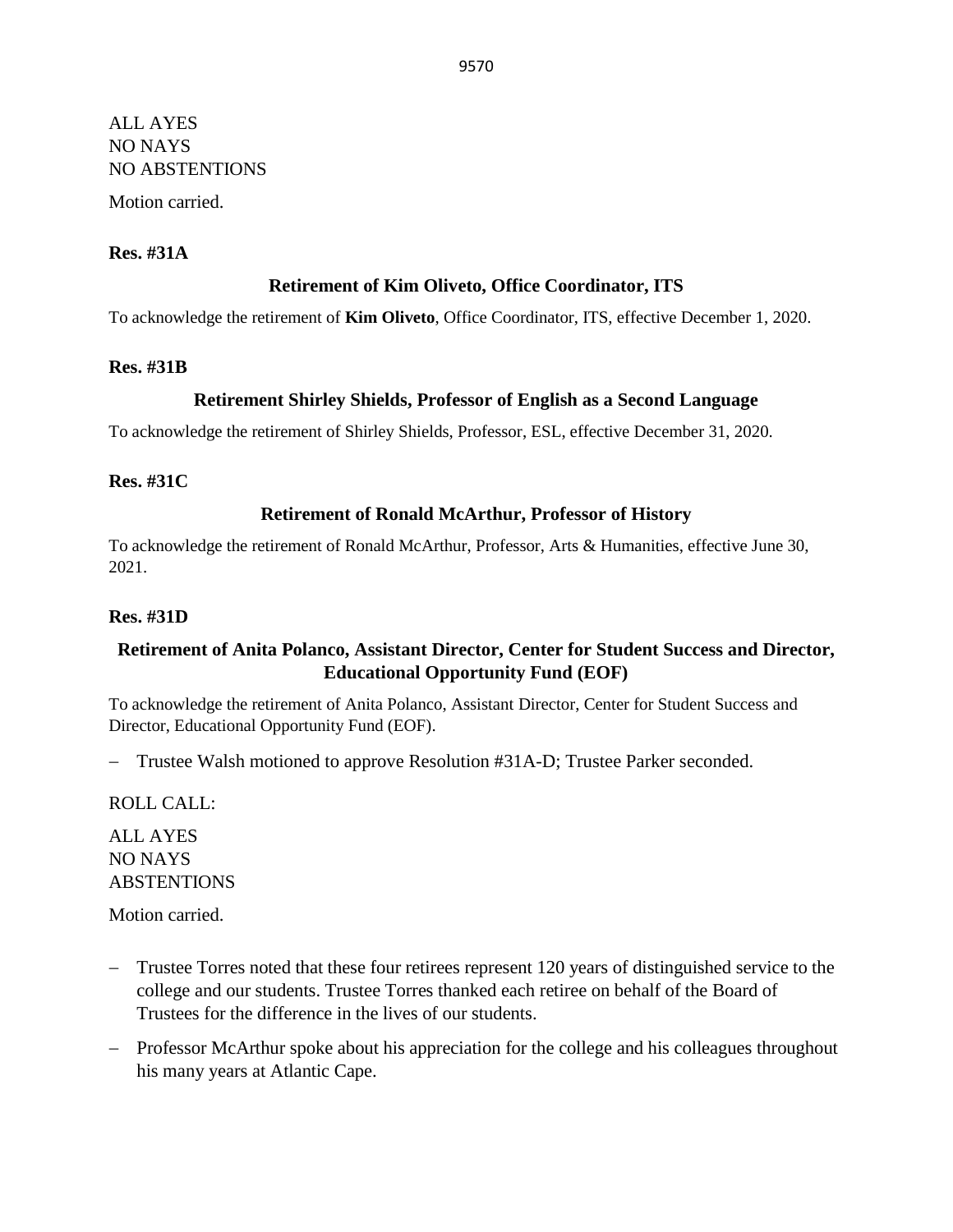ALL AYES
NO NAYS
NO ABSTENTIONS

Motion carried.

**Res. #31A**

### Retirement of Kim Oliveto, Office Coordinator, ITS

To acknowledge the retirement of **Kim Oliveto**, Office Coordinator, ITS, effective December 1, 2020.

**Res. #31B**

### Retirement Shirley Shields, Professor of English as a Second Language

To acknowledge the retirement of Shirley Shields, Professor, ESL, effective December 31, 2020.

**Res. #31C**

### Retirement of Ronald McArthur, Professor of History

To acknowledge the retirement of Ronald McArthur, Professor, Arts & Humanities, effective June 30, 2021.

**Res. #31D**

### Retirement of Anita Polanco, Assistant Director, Center for Student Success and Director, Educational Opportunity Fund (EOF)

To acknowledge the retirement of Anita Polanco, Assistant Director, Center for Student Success and Director, Educational Opportunity Fund (EOF).

- Trustee Walsh motioned to approve Resolution #31A-D; Trustee Parker seconded.

ROLL CALL:

ALL AYES
NO NAYS
ABSTENTIONS

Motion carried.

- Trustee Torres noted that these four retirees represent 120 years of distinguished service to the college and our students. Trustee Torres thanked each retiree on behalf of the Board of Trustees for the difference in the lives of our students.
- Professor McArthur spoke about his appreciation for the college and his colleagues throughout his many years at Atlantic Cape.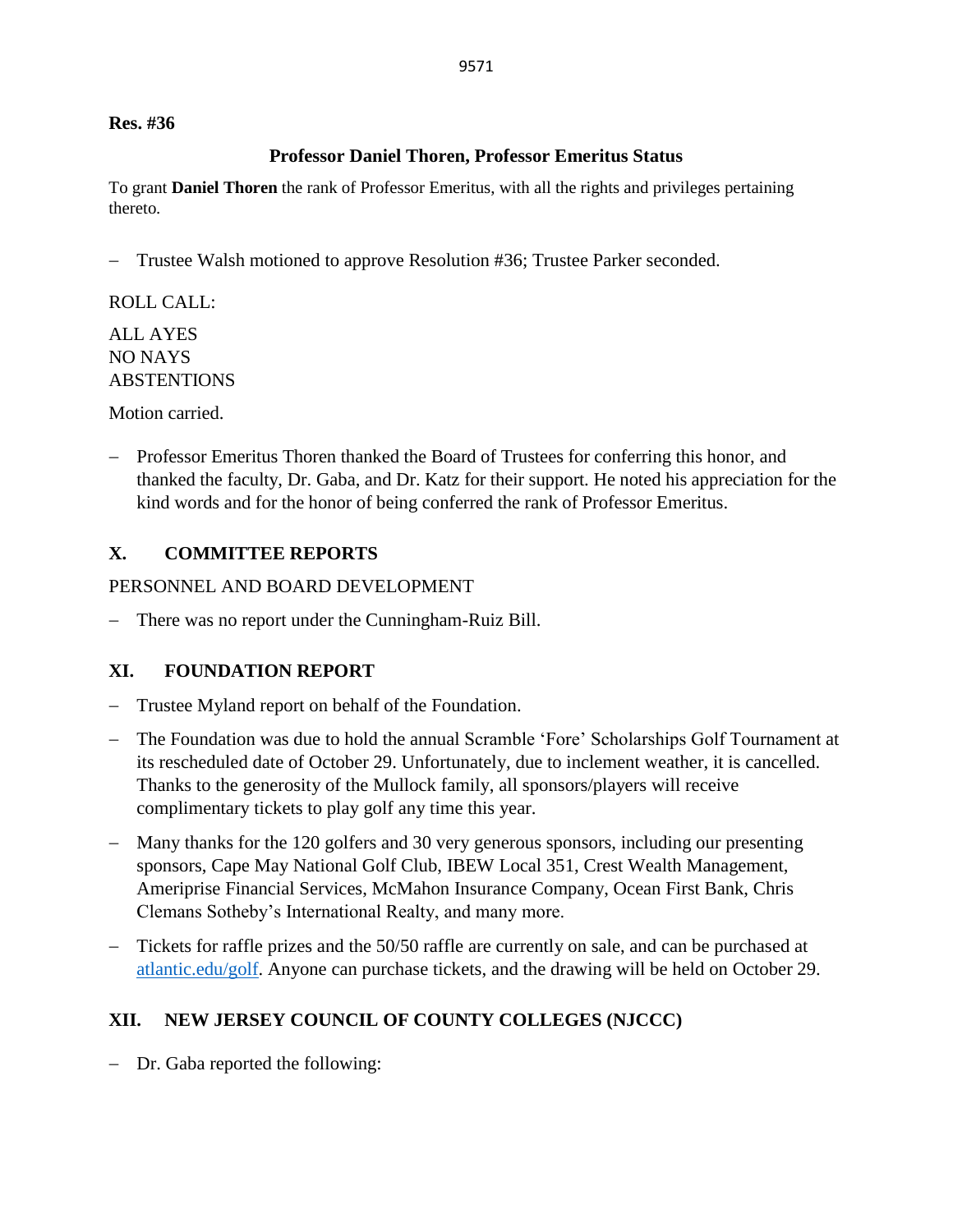**Res. #36**

**Professor Daniel Thoren, Professor Emeritus Status**

To grant **Daniel Thoren** the rank of Professor Emeritus, with all the rights and privileges pertaining thereto.

- Trustee Walsh motioned to approve Resolution #36; Trustee Parker seconded.

ROLL CALL:

ALL AYES
NO NAYS
ABSTENTIONS

Motion carried.

- Professor Emeritus Thoren thanked the Board of Trustees for conferring this honor, and thanked the faculty, Dr. Gaba, and Dr. Katz for their support. He noted his appreciation for the kind words and for the honor of being conferred the rank of Professor Emeritus.

## X. COMMITTEE REPORTS

PERSONNEL AND BOARD DEVELOPMENT

- There was no report under the Cunningham-Ruiz Bill.

## XI. FOUNDATION REPORT

- Trustee Myland report on behalf of the Foundation.
- The Foundation was due to hold the annual Scramble 'Fore' Scholarships Golf Tournament at its rescheduled date of October 29. Unfortunately, due to inclement weather, it is cancelled. Thanks to the generosity of the Mullock family, all sponsors/players will receive complimentary tickets to play golf any time this year.
- Many thanks for the 120 golfers and 30 very generous sponsors, including our presenting sponsors, Cape May National Golf Club, IBEW Local 351, Crest Wealth Management, Ameriprise Financial Services, McMahon Insurance Company, Ocean First Bank, Chris Clemans Sotheby's International Realty, and many more.
- Tickets for raffle prizes and the 50/50 raffle are currently on sale, and can be purchased at atlantic.edu/golf. Anyone can purchase tickets, and the drawing will be held on October 29.

## XII. NEW JERSEY COUNCIL OF COUNTY COLLEGES (NJCCC)

- Dr. Gaba reported the following: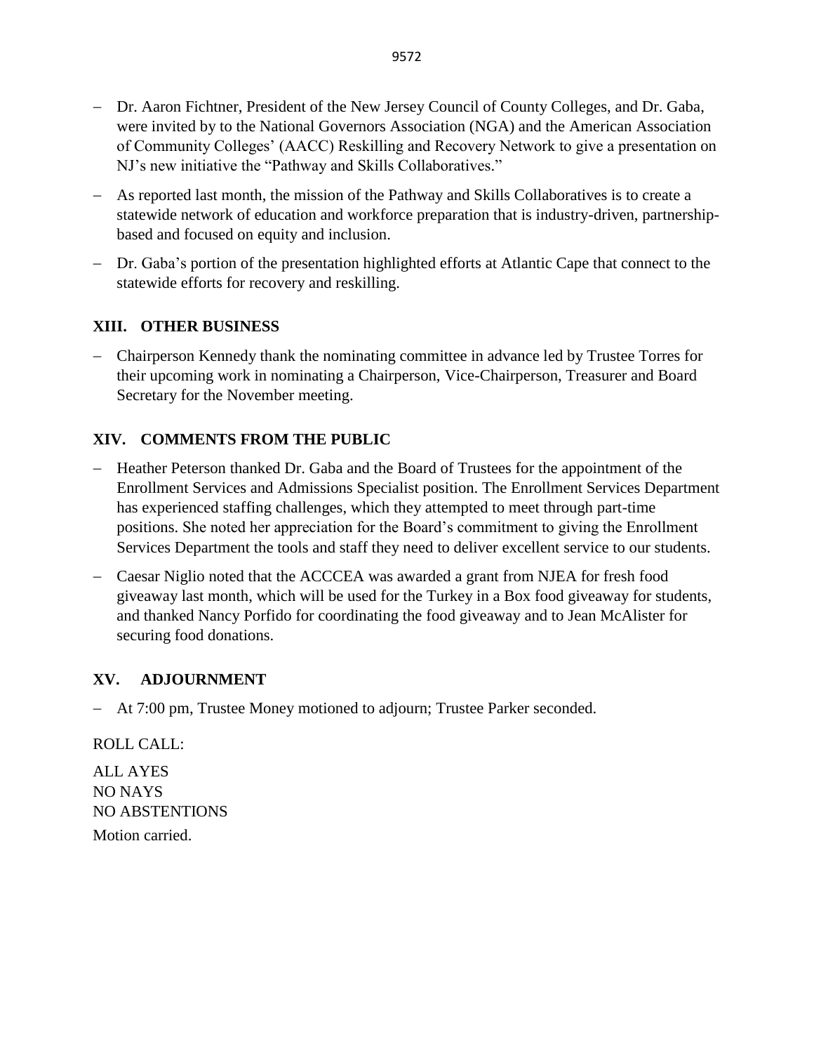- Dr. Aaron Fichtner, President of the New Jersey Council of County Colleges, and Dr. Gaba, were invited by to the National Governors Association (NGA) and the American Association of Community Colleges' (AACC) Reskilling and Recovery Network to give a presentation on NJ's new initiative the "Pathway and Skills Collaboratives."
- As reported last month, the mission of the Pathway and Skills Collaboratives is to create a statewide network of education and workforce preparation that is industry-driven, partnership-based and focused on equity and inclusion.
- Dr. Gaba's portion of the presentation highlighted efforts at Atlantic Cape that connect to the statewide efforts for recovery and reskilling.

## XIII. OTHER BUSINESS

- Chairperson Kennedy thank the nominating committee in advance led by Trustee Torres for their upcoming work in nominating a Chairperson, Vice-Chairperson, Treasurer and Board Secretary for the November meeting.

## XIV. COMMENTS FROM THE PUBLIC

- Heather Peterson thanked Dr. Gaba and the Board of Trustees for the appointment of the Enrollment Services and Admissions Specialist position. The Enrollment Services Department has experienced staffing challenges, which they attempted to meet through part-time positions. She noted her appreciation for the Board's commitment to giving the Enrollment Services Department the tools and staff they need to deliver excellent service to our students.
- Caesar Niglio noted that the ACCCEA was awarded a grant from NJEA for fresh food giveaway last month, which will be used for the Turkey in a Box food giveaway for students, and thanked Nancy Porfido for coordinating the food giveaway and to Jean McAlister for securing food donations.

## XV. ADJOURNMENT

- At 7:00 pm, Trustee Money motioned to adjourn; Trustee Parker seconded.

ROLL CALL:

ALL AYES
NO NAYS
NO ABSTENTIONS
Motion carried.